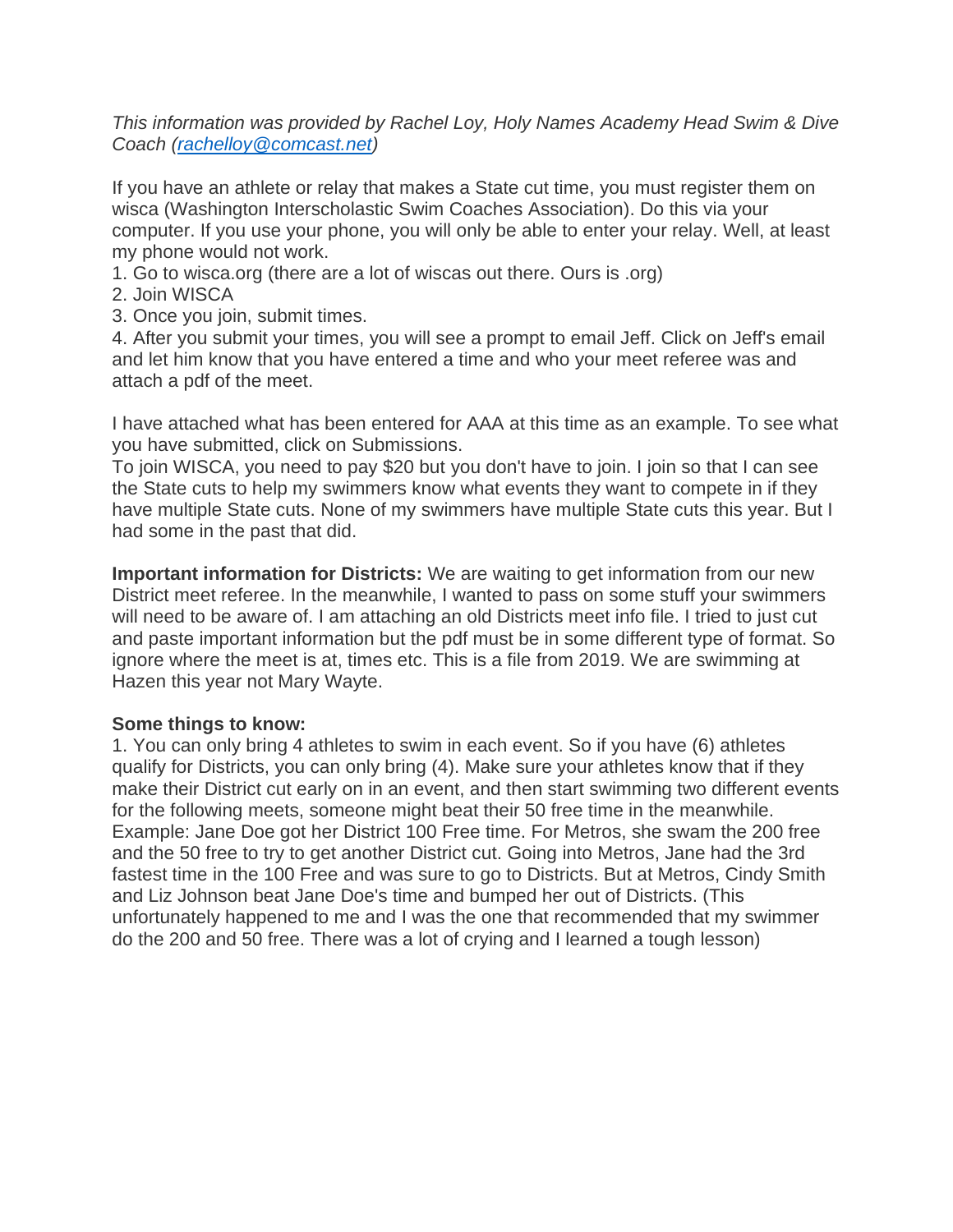*This information was provided by Rachel Loy, Holy Names Academy Head Swim & Dive Coach ([rachelloy@comcast.net](mailto:rachelloy@comcast.net))*

If you have an athlete or relay that makes a State cut time, you must register them on wisca (Washington Interscholastic Swim Coaches Association). Do this via your computer. If you use your phone, you will only be able to enter your relay. Well, at least my phone would not work.

1. Go to wisca.org (there are a lot of wiscas out there. Ours is .org)
2. Join WISCA
3. Once you join, submit times.
4. After you submit your times, you will see a prompt to email Jeff. Click on Jeff's email and let him know that you have entered a time and who your meet referee was and attach a pdf of the meet.

I have attached what has been entered for AAA at this time as an example. To see what you have submitted, click on Submissions.
To join WISCA, you need to pay $20 but you don't have to join. I join so that I can see the State cuts to help my swimmers know what events they want to compete in if they have multiple State cuts. None of my swimmers have multiple State cuts this year. But I had some in the past that did.

**Important information for Districts:** We are waiting to get information from our new District meet referee. In the meanwhile, I wanted to pass on some stuff your swimmers will need to be aware of. I am attaching an old Districts meet info file. I tried to just cut and paste important information but the pdf must be in some different type of format. So ignore where the meet is at, times etc. This is a file from 2019. We are swimming at Hazen this year not Mary Wayte.

**Some things to know:**

1. You can only bring 4 athletes to swim in each event. So if you have (6) athletes qualify for Districts, you can only bring (4). Make sure your athletes know that if they make their District cut early on in an event, and then start swimming two different events for the following meets, someone might beat their 50 free time in the meanwhile. Example: Jane Doe got her District 100 Free time. For Metros, she swam the 200 free and the 50 free to try to get another District cut. Going into Metros, Jane had the 3rd fastest time in the 100 Free and was sure to go to Districts. But at Metros, Cindy Smith and Liz Johnson beat Jane Doe's time and bumped her out of Districts. (This unfortunately happened to me and I was the one that recommended that my swimmer do the 200 and 50 free. There was a lot of crying and I learned a tough lesson)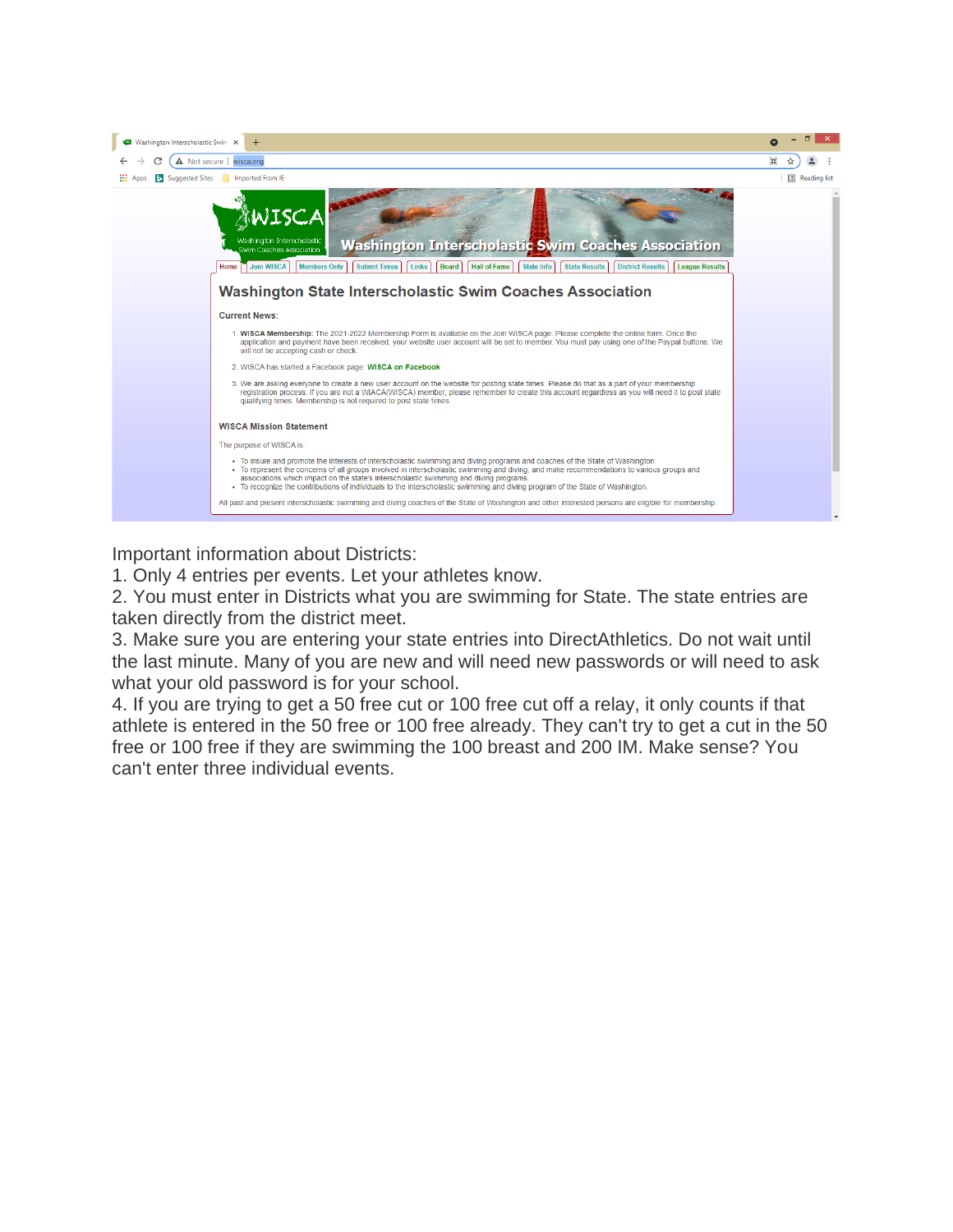# Washington State Interscholastic Swim Coaches Association

**Current News:**

1. **WISCA Membership:** The 2021-2022 Membership Form is available on the Join WISCA page. Please complete the online form. Once the application and payment have been received, your website user account will be set to member. You must pay using one of the Paypal buttons. We will not be accepting cash or check.
2. WISCA has started a Facebook page: **WISCA on Facebook**
3. We are asking everyone to create a new user account on the website for posting state times. Please do that as a part of your membership registration process. If you are not a WIACA(WISCA) member, please remember to create this account regardless as you will need it to post state qualifying times. Membership is not required to post state times.

**WISCA Mission Statement**

The purpose of WISCA is:

- To insure and promote the interests of interscholastic swimming and diving programs and coaches of the State of Washington.
- To represent the concerns of all groups involved in interscholastic swimming and diving, and make recommendations to various groups and associations which impact on the state's interscholastic swimming and diving programs.
- To recognize the contributions of individuals to the interscholastic swimming and diving program of the State of Washington.

All past and present interscholastic swimming and diving coaches of the State of Washington and other interested persons are eligible for membership.

Important information about Districts:

1. Only 4 entries per events. Let your athletes know.
2. You must enter in Districts what you are swimming for State. The state entries are taken directly from the district meet.
3. Make sure you are entering your state entries into DirectAthletics. Do not wait until the last minute. Many of you are new and will need new passwords or will need to ask what your old password is for your school.
4. If you are trying to get a 50 free cut or 100 free cut off a relay, it only counts if that athlete is entered in the 50 free or 100 free already. They can't try to get a cut in the 50 free or 100 free if they are swimming the 100 breast and 200 IM. Make sense? You can't enter three individual events.